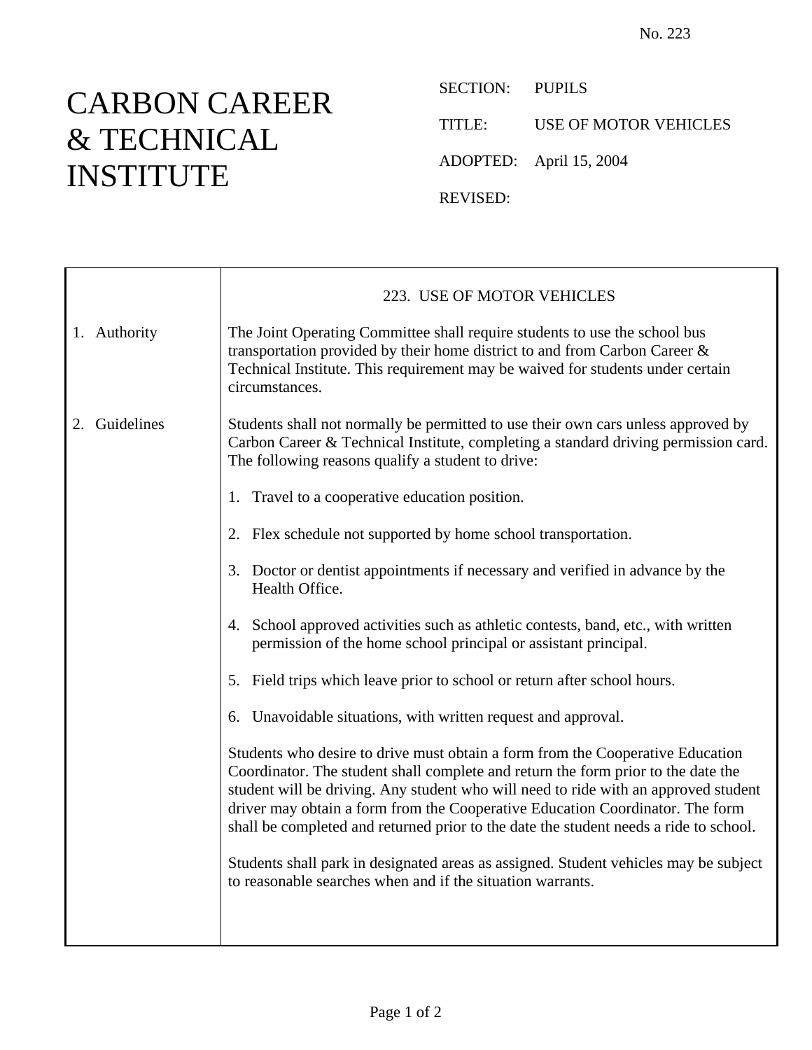No. 223

# CARBON CAREER & TECHNICAL INSTITUTE

SECTION: PUPILS

TITLE: USE OF MOTOR VEHICLES

ADOPTED: April 15, 2004

REVISED:

## 223. USE OF MOTOR VEHICLES

**1. Authority**

The Joint Operating Committee shall require students to use the school bus transportation provided by their home district to and from Carbon Career & Technical Institute. This requirement may be waived for students under certain circumstances.

**2. Guidelines**

Students shall not normally be permitted to use their own cars unless approved by Carbon Career & Technical Institute, completing a standard driving permission card. The following reasons qualify a student to drive:

1. Travel to a cooperative education position.
2. Flex schedule not supported by home school transportation.
3. Doctor or dentist appointments if necessary and verified in advance by the Health Office.
4. School approved activities such as athletic contests, band, etc., with written permission of the home school principal or assistant principal.
5. Field trips which leave prior to school or return after school hours.
6. Unavoidable situations, with written request and approval.

Students who desire to drive must obtain a form from the Cooperative Education Coordinator. The student shall complete and return the form prior to the date the student will be driving. Any student who will need to ride with an approved student driver may obtain a form from the Cooperative Education Coordinator. The form shall be completed and returned prior to the date the student needs a ride to school.

Students shall park in designated areas as assigned. Student vehicles may be subject to reasonable searches when and if the situation warrants.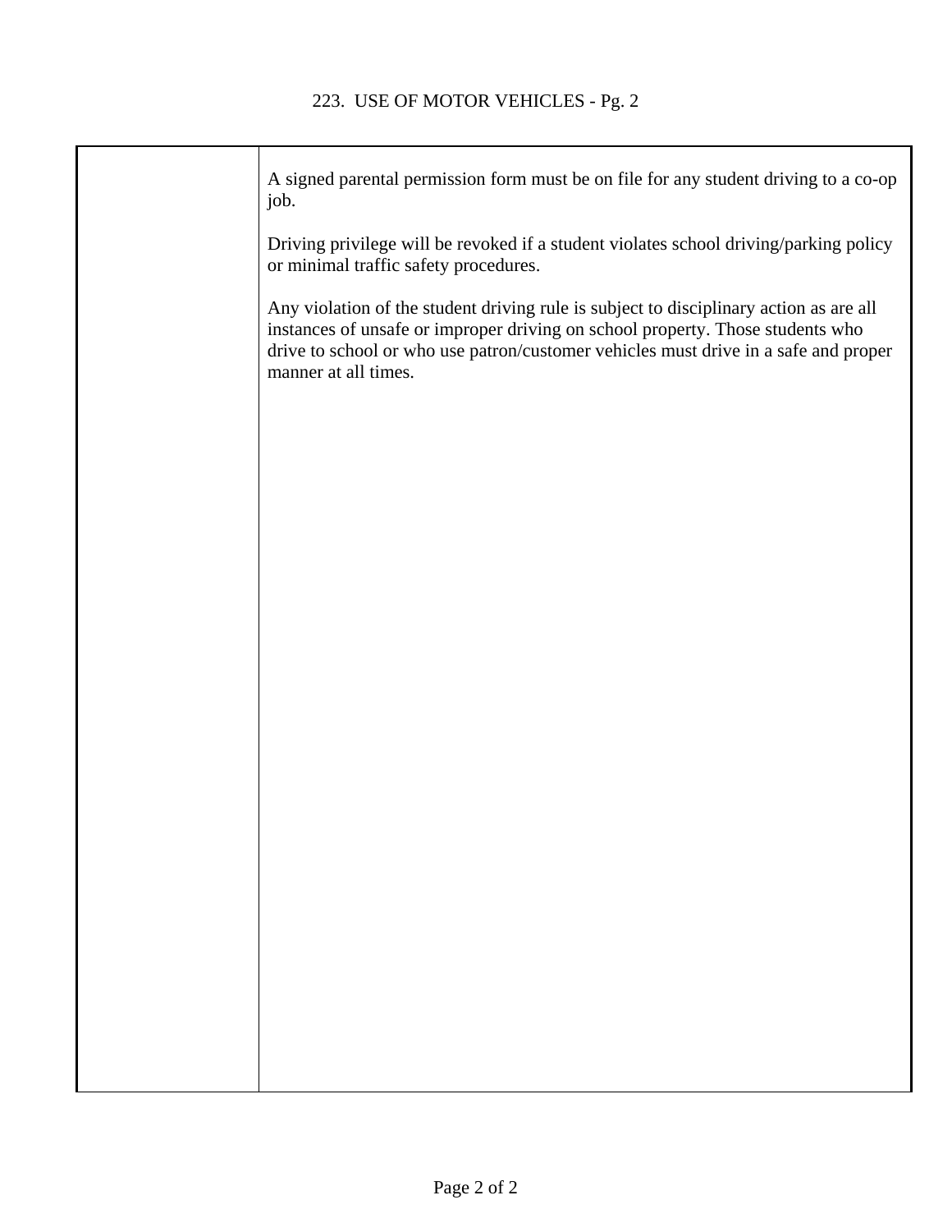A signed parental permission form must be on file for any student driving to a co-op job.

Driving privilege will be revoked if a student violates school driving/parking policy or minimal traffic safety procedures.

Any violation of the student driving rule is subject to disciplinary action as are all instances of unsafe or improper driving on school property. Those students who drive to school or who use patron/customer vehicles must drive in a safe and proper manner at all times.